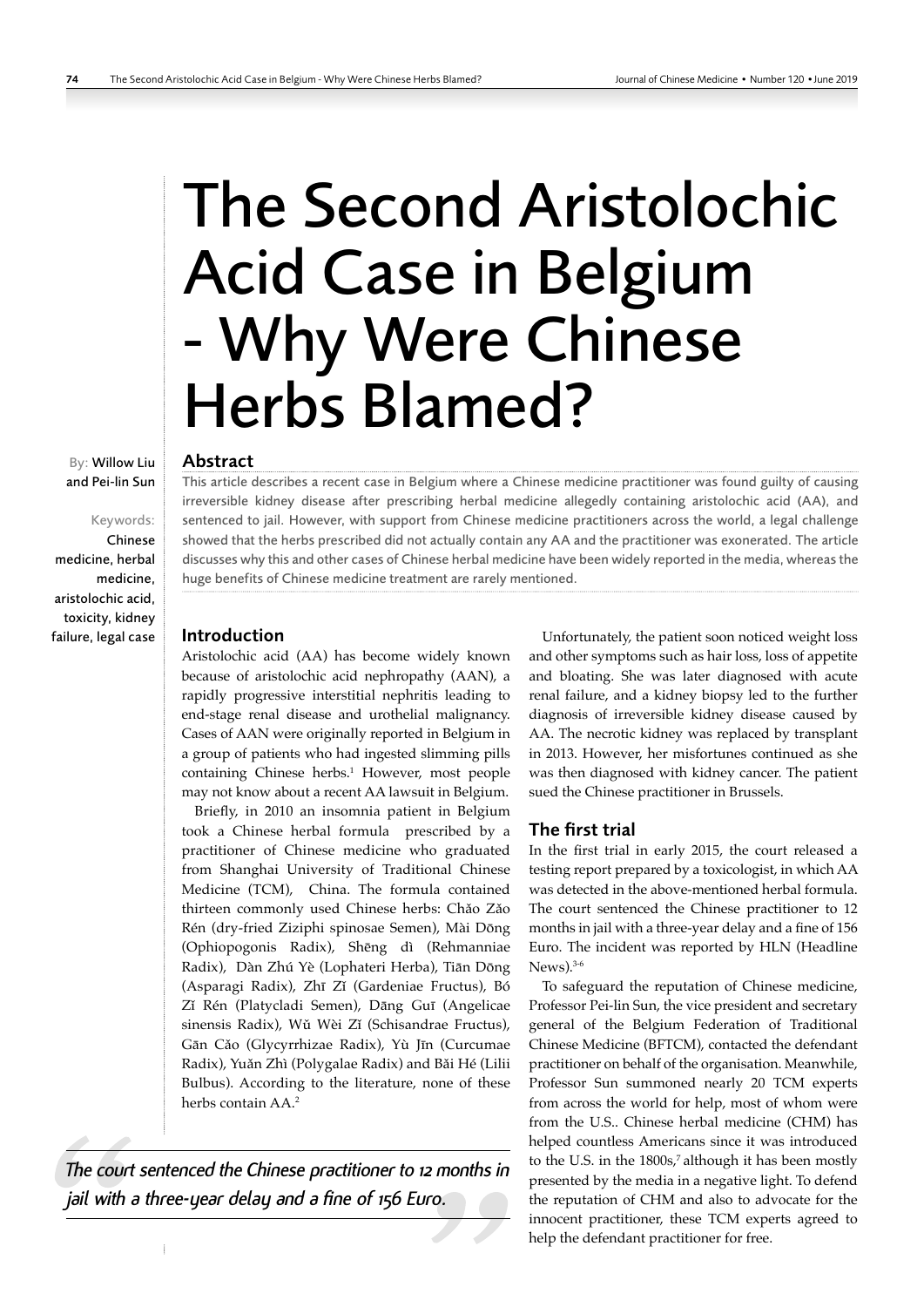# The Second Aristolochic Acid Case in Belgium - Why Were Chinese Herbs Blamed?

By: Willow Liu and Pei-lin Sun

Keywords: Chinese medicine, herbal medicine, aristolochic acid, toxicity, kidney failure, legal case

## Abstract

This article describes a recent case in Belgium where a Chinese medicine practitioner was found guilty of causing irreversible kidney disease after prescribing herbal medicine allegedly containing aristolochic acid (AA), and sentenced to jail. However, with support from Chinese medicine practitioners across the world, a legal challenge showed that the herbs prescribed did not actually contain any AA and the practitioner was exonerated. The article discusses why this and other cases of Chinese herbal medicine have been widely reported in the media, whereas the huge benefits of Chinese medicine treatment are rarely mentioned.

## Introduction

Aristolochic acid (AA) has become widely known because of aristolochic acid nephropathy (AAN), a rapidly progressive interstitial nephritis leading to end-stage renal disease and urothelial malignancy. Cases of AAN were originally reported in Belgium in a group of patients who had ingested slimming pills containing Chinese herbs.[1] However, most people may not know about a recent AA lawsuit in Belgium.

Briefly, in 2010 an insomnia patient in Belgium took a Chinese herbal formula prescribed by a practitioner of Chinese medicine who graduated from Shanghai University of Traditional Chinese Medicine (TCM), China. The formula contained thirteen commonly used Chinese herbs: Chǎo Zǎo Rén (dry-fried Ziziphi spinosae Semen), Mài Dōng (Ophiopogonis Radix), Shēng dì (Rehmanniae Radix), Dàn Zhú Yè (Lophateri Herba), Tiān Dōng (Asparagi Radix), Zhī Zǐ (Gardeniae Fructus), Bó Zǐ Rén (Platycladi Semen), Dāng Guī (Angelicae sinensis Radix), Wǔ Wèi Zǐ (Schisandrae Fructus), Gān Cǎo (Glycyrrhizae Radix), Yù Jīn (Curcumae Radix), Yuǎn Zhì (Polygalae Radix) and Bǎi Hé (Lilii Bulbus). According to the literature, none of these herbs contain AA.[2]

> *The court sentenced the Chinese practitioner to 12 months in jail with a three-year delay and a fine of 156 Euro.*

Unfortunately, the patient soon noticed weight loss and other symptoms such as hair loss, loss of appetite and bloating. She was later diagnosed with acute renal failure, and a kidney biopsy led to the further diagnosis of irreversible kidney disease caused by AA. The necrotic kidney was replaced by transplant in 2013. However, her misfortunes continued as she was then diagnosed with kidney cancer. The patient sued the Chinese practitioner in Brussels.

## The first trial

In the first trial in early 2015, the court released a testing report prepared by a toxicologist, in which AA was detected in the above-mentioned herbal formula. The court sentenced the Chinese practitioner to 12 months in jail with a three-year delay and a fine of 156 Euro. The incident was reported by HLN (Headline News).[3-6]

To safeguard the reputation of Chinese medicine, Professor Pei-lin Sun, the vice president and secretary general of the Belgium Federation of Traditional Chinese Medicine (BFTCM), contacted the defendant practitioner on behalf of the organisation. Meanwhile, Professor Sun summoned nearly 20 TCM experts from across the world for help, most of whom were from the U.S.. Chinese herbal medicine (CHM) has helped countless Americans since it was introduced to the U.S. in the 1800s,[7] although it has been mostly presented by the media in a negative light. To defend the reputation of CHM and also to advocate for the innocent practitioner, these TCM experts agreed to help the defendant practitioner for free.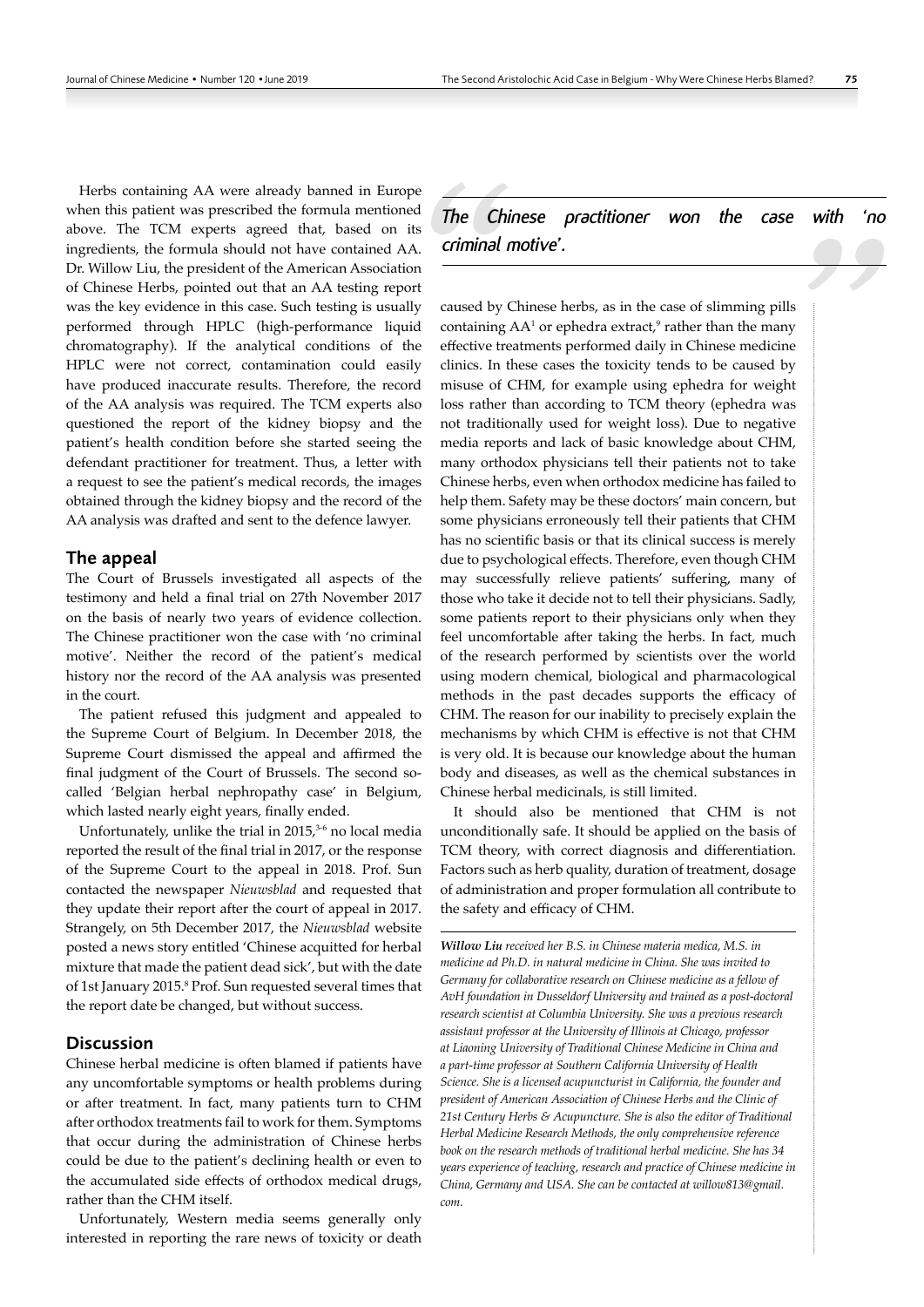Herbs containing AA were already banned in Europe when this patient was prescribed the formula mentioned above. The TCM experts agreed that, based on its ingredients, the formula should not have contained AA. Dr. Willow Liu, the president of the American Association of Chinese Herbs, pointed out that an AA testing report was the key evidence in this case. Such testing is usually performed through HPLC (high-performance liquid chromatography). If the analytical conditions of the HPLC were not correct, contamination could easily have produced inaccurate results. Therefore, the record of the AA analysis was required. The TCM experts also questioned the report of the kidney biopsy and the patient's health condition before she started seeing the defendant practitioner for treatment. Thus, a letter with a request to see the patient's medical records, the images obtained through the kidney biopsy and the record of the AA analysis was drafted and sent to the defence lawyer.

## The appeal

The Court of Brussels investigated all aspects of the testimony and held a final trial on 27th November 2017 on the basis of nearly two years of evidence collection. The Chinese practitioner won the case with 'no criminal motive'. Neither the record of the patient's medical history nor the record of the AA analysis was presented in the court.

The patient refused this judgment and appealed to the Supreme Court of Belgium. In December 2018, the Supreme Court dismissed the appeal and affirmed the final judgment of the Court of Brussels. The second so-called 'Belgian herbal nephropathy case' in Belgium, which lasted nearly eight years, finally ended.

Unfortunately, unlike the trial in 2015,[3-6] no local media reported the result of the final trial in 2017, or the response of the Supreme Court to the appeal in 2018. Prof. Sun contacted the newspaper *Nieuwsblad* and requested that they update their report after the court of appeal in 2017. Strangely, on 5th December 2017, the *Nieuwsblad* website posted a news story entitled 'Chinese acquitted for herbal mixture that made the patient dead sick', but with the date of 1st January 2015.[8] Prof. Sun requested several times that the report date be changed, but without success.

## Discussion

Chinese herbal medicine is often blamed if patients have any uncomfortable symptoms or health problems during or after treatment. In fact, many patients turn to CHM after orthodox treatments fail to work for them. Symptoms that occur during the administration of Chinese herbs could be due to the patient's declining health or even to the accumulated side effects of orthodox medical drugs, rather than the CHM itself.

Unfortunately, Western media seems generally only interested in reporting the rare news of toxicity or death caused by Chinese herbs, as in the case of slimming pills containing AA[1] or ephedra extract,[9] rather than the many effective treatments performed daily in Chinese medicine clinics. In these cases the toxicity tends to be caused by misuse of CHM, for example using ephedra for weight loss rather than according to TCM theory (ephedra was not traditionally used for weight loss). Due to negative media reports and lack of basic knowledge about CHM, many orthodox physicians tell their patients not to take Chinese herbs, even when orthodox medicine has failed to help them. Safety may be these doctors' main concern, but some physicians erroneously tell their patients that CHM has no scientific basis or that its clinical success is merely due to psychological effects. Therefore, even though CHM may successfully relieve patients' suffering, many of those who take it decide not to tell their physicians. Sadly, some patients report to their physicians only when they feel uncomfortable after taking the herbs. In fact, much of the research performed by scientists over the world using modern chemical, biological and pharmacological methods in the past decades supports the efficacy of CHM. The reason for our inability to precisely explain the mechanisms by which CHM is effective is not that CHM is very old. It is because our knowledge about the human body and diseases, as well as the chemical substances in Chinese herbal medicinals, is still limited.

It should also be mentioned that CHM is not unconditionally safe. It should be applied on the basis of TCM theory, with correct diagnosis and differentiation. Factors such as herb quality, duration of treatment, dosage of administration and proper formulation all contribute to the safety and efficacy of CHM.

---

***Willow Liu*** *received her B.S. in Chinese materia medica, M.S. in medicine ad Ph.D. in natural medicine in China. She was invited to Germany for collaborative research on Chinese medicine as a fellow of AvH foundation in Dusseldorf University and trained as a post-doctoral research scientist at Columbia University. She was a previous research assistant professor at the University of Illinois at Chicago, professor at Liaoning University of Traditional Chinese Medicine in China and a part-time professor at Southern California University of Health Science. She is a licensed acupuncturist in California, the founder and president of American Association of Chinese Herbs and the Clinic of 21st Century Herbs & Acupuncture. She is also the editor of Traditional Herbal Medicine Research Methods, the only comprehensive reference book on the research methods of traditional herbal medicine. She has 34 years experience of teaching, research and practice of Chinese medicine in China, Germany and USA. She can be contacted at willow813@gmail.com.*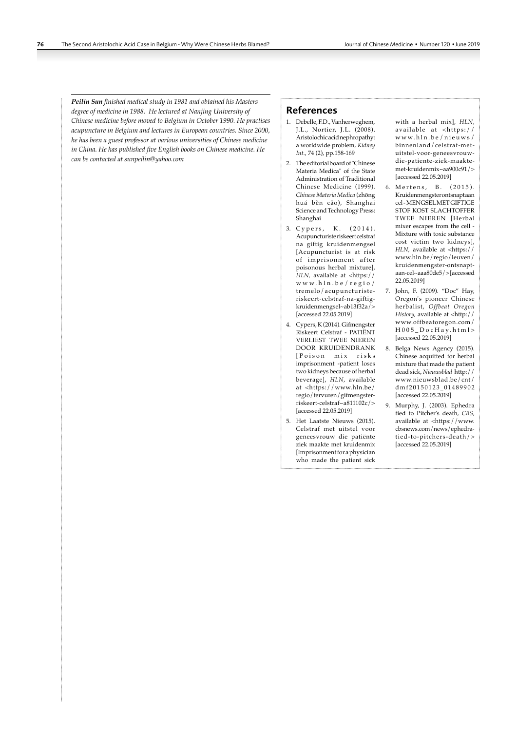*Peilin Sun finished medical study in 1981 and obtained his Masters degree of medicine in 1988. He lectured at Nanjing University of Chinese medicine before moved to Belgium in October 1990. He practises acupuncture in Belgium and lectures in European countries. Since 2000, he has been a guest professor at various universities of Chinese medicine in China. He has published five English books on Chinese medicine. He can be contacted at sunpeilin@yahoo.com*

## References

1. Debelle, F.D., Vanherweghem, J.L., Nortier, J.L. (2008). Aristolochic acid nephropathy: a worldwide problem, *Kidney Int.*, 74 (2), pp.158-169
2. The editorial board of "Chinese Materia Medica" of the State Administration of Traditional Chinese Medicine (1999). *Chinese Materia Medica* (zhōng huá běn cǎo), Shanghai Science and Technology Press: Shanghai
3. Cypers, K. (2014). Acupuncturiste riskeert celstraf na giftig kruidenmengsel [Acupuncturist is at risk of imprisonment after poisonous herbal mixture], *HLN*, available at <https://www.hln.be/regio/tremelo/acupuncturiste-riskeert-celstraf-na-giftig-kruidenmengsel~ab13f32a/> [accessed 22.05.2019]
4. Cypers, K (2014). Gifmengster Riskeert Celstraf - PATIËNT VERLIEST TWEE NIEREN DOOR KRUIDENDRANK [Poison mix risks imprisonment -patient loses two kidneys because of herbal beverage], *HLN*, available at <https://www.hln.be/regio/tervuren/gifmengster-riskeert-celstraf~a811102c/> [accessed 22.05.2019]
5. Het Laatste Nieuws (2015). Celstraf met uitstel voor geneesvrouw die patiënte ziek maakte met kruidenmix [Imprisonment for a physician who made the patient sick with a herbal mix], *HLN*, available at <https://www.hln.be/nieuws/binnenland/celstraf-met-uitstel-voor-geneesvrouw-die-patiente-ziek-maakte-met-kruidenmix~aa900c91/> [accessed 22.05.2019]
6. Mertens, B. (2015). Kruidenmengster ontsnapt aan cel - MENGSEL MET GIFTIGE STOF KOST SLACHTOFFER TWEE NIEREN [Herbal mixer escapes from the cell - Mixture with toxic substance cost victim two kidneys], *HLN*, available at <https://www.hln.be/regio/leuven/kruidenmengster-ontsnapt-aan-cel~aaa80de5/>[accessed 22.05.2019]
7. John, F. (2009). "Doc" Hay, Oregon's pioneer Chinese herbalist, *Offbeat Oregon History*, available at <http://www.offbeatoregon.com/H005_DocHay.html> [accessed 22.05.2019]
8. Belga News Agency (2015). Chinese acquitted for herbal mixture that made the patient dead sick, *Nieuwsblad* http://www.nieuwsblad.be/cnt/dmf20150123_01489902 [accessed 22.05.2019]
9. Murphy, J. (2003). Ephedra tied to Pitcher's death, *CBS*, available at <https://www.cbsnews.com/news/ephedra-tied-to-pitchers-death/> [accessed 22.05.2019]